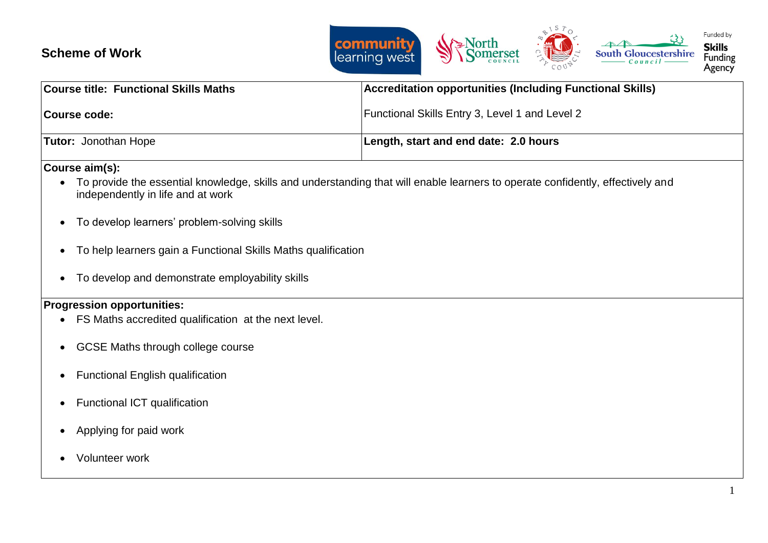# Scheme of Work

Funded by Skills Funding Agency

| Course title: Functional Skills Maths<br><br>Course code: | Accreditation opportunities (Including Functional Skills)<br><br>Functional Skills Entry 3, Level 1 and Level 2 |
|---|---|
| **Tutor:** Jonothan Hope | **Length, start and end date: 2.0 hours** |

**Course aim(s):**

- To provide the essential knowledge, skills and understanding that will enable learners to operate confidently, effectively and independently in life and at work
- To develop learners' problem-solving skills
- To help learners gain a Functional Skills Maths qualification
- To develop and demonstrate employability skills

**Progression opportunities:**

- FS Maths accredited qualification at the next level.
- GCSE Maths through college course
- Functional English qualification
- Functional ICT qualification
- Applying for paid work
- Volunteer work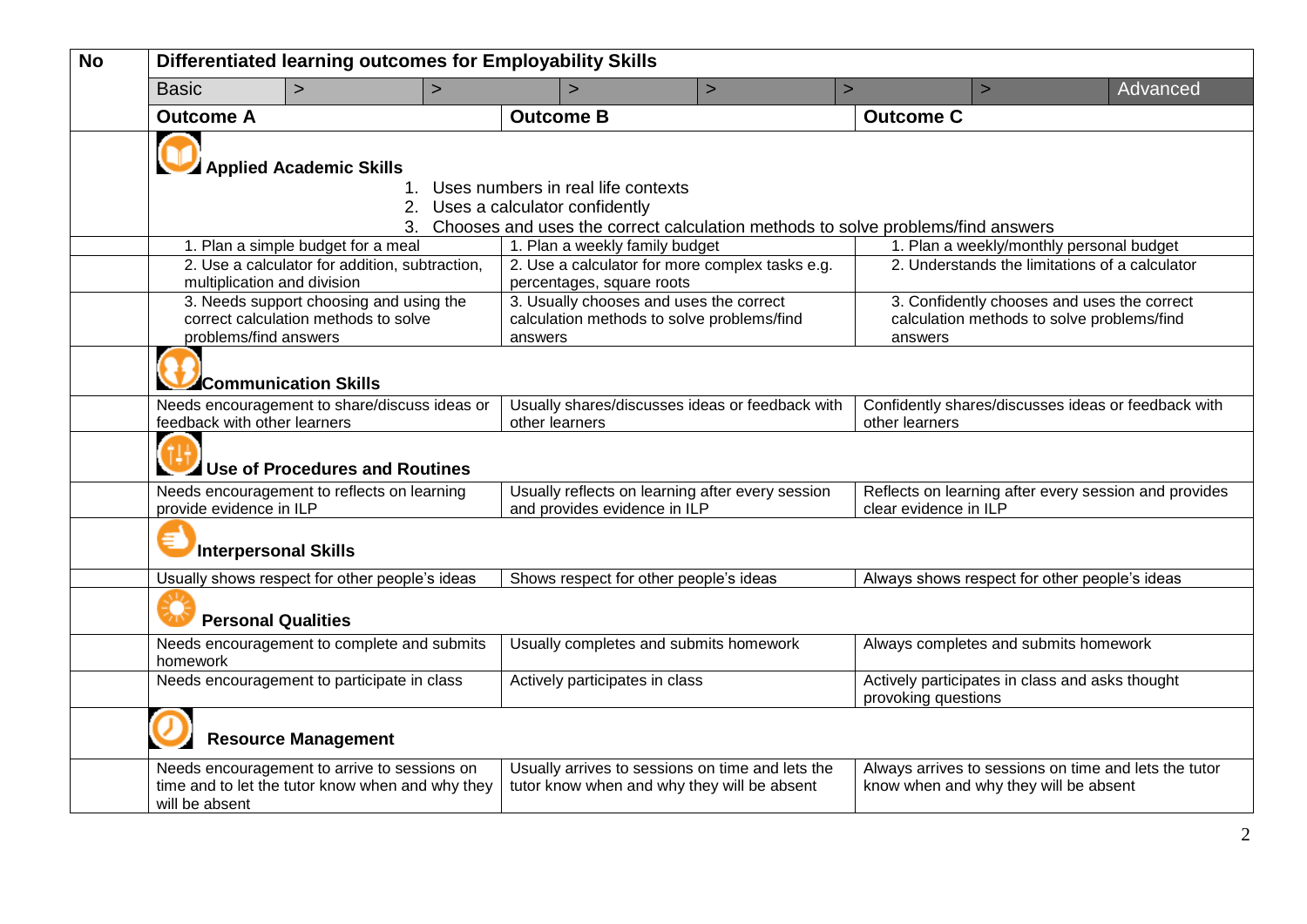| No | Differentiated learning outcomes for Employability Skills | | |
|---|---|---|---|
| | Basic > > | > > > | > Advanced |
| | **Outcome A** | **Outcome B** | **Outcome C** |
| | **Applied Academic Skills**<br>1. Uses numbers in real life contexts<br>2. Uses a calculator confidently<br>3. Chooses and uses the correct calculation methods to solve problems/find answers | | |
| | 1. Plan a simple budget for a meal | 1. Plan a weekly family budget | 1. Plan a weekly/monthly personal budget |
| | 2. Use a calculator for addition, subtraction, multiplication and division | 2. Use a calculator for more complex tasks e.g. percentages, square roots | 2. Understands the limitations of a calculator |
| | 3. Needs support choosing and using the correct calculation methods to solve problems/find answers | 3. Usually chooses and uses the correct calculation methods to solve problems/find answers | 3. Confidently chooses and uses the correct calculation methods to solve problems/find answers |
| | **Communication Skills** | | |
| | Needs encouragement to share/discuss ideas or feedback with other learners | Usually shares/discusses ideas or feedback with other learners | Confidently shares/discusses ideas or feedback with other learners |
| | **Use of Procedures and Routines** | | |
| | Needs encouragement to reflects on learning provide evidence in ILP | Usually reflects on learning after every session and provides evidence in ILP | Reflects on learning after every session and provides clear evidence in ILP |
| | **Interpersonal Skills** | | |
| | Usually shows respect for other people's ideas | Shows respect for other people's ideas | Always shows respect for other people's ideas |
| | **Personal Qualities** | | |
| | Needs encouragement to complete and submits homework | Usually completes and submits homework | Always completes and submits homework |
| | Needs encouragement to participate in class | Actively participates in class | Actively participates in class and asks thought provoking questions |
| | **Resource Management** | | |
| | Needs encouragement to arrive to sessions on time and to let the tutor know when and why they will be absent | Usually arrives to sessions on time and lets the tutor know when and why they will be absent | Always arrives to sessions on time and lets the tutor know when and why they will be absent |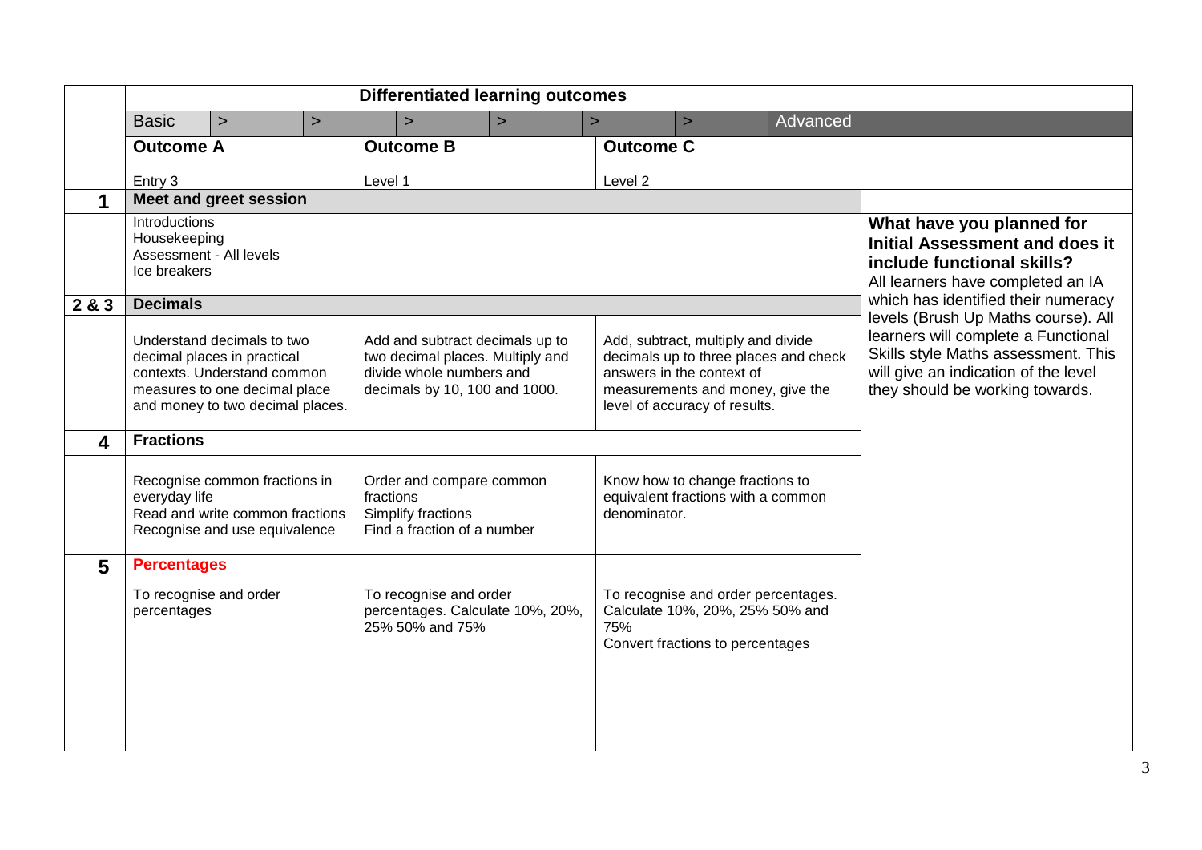| | Differentiated learning outcomes | | | |
|---|---|---|---|---|
| | Basic > > > > > > Advanced | | | |
| | **Outcome A**<br><br>Entry 3 | **Outcome B**<br><br>Level 1 | **Outcome C**<br><br>Level 2 | |
| **1** | **Meet and greet session** | | | |
| | Introductions<br>Housekeeping<br>Assessment - All levels<br>Ice breakers | | | **What have you planned for Initial Assessment and does it include functional skills?**<br>All learners have completed an IA which has identified their numeracy levels (Brush Up Maths course). All learners will complete a Functional Skills style Maths assessment. This will give an indication of the level they should be working towards. |
| **2 & 3** | **Decimals** | | | |
| | Understand decimals to two decimal places in practical contexts. Understand common measures to one decimal place and money to two decimal places. | Add and subtract decimals up to two decimal places. Multiply and divide whole numbers and decimals by 10, 100 and 1000. | Add, subtract, multiply and divide decimals up to three places and check answers in the context of measurements and money, give the level of accuracy of results. | |
| **4** | **Fractions** | | | |
| | Recognise common fractions in everyday life<br>Read and write common fractions<br>Recognise and use equivalence | Order and compare common fractions<br>Simplify fractions<br>Find a fraction of a number | Know how to change fractions to equivalent fractions with a common denominator. | |
| **5** | **Percentages** | | | |
| | To recognise and order percentages | To recognise and order percentages. Calculate 10%, 20%, 25% 50% and 75% | To recognise and order percentages. Calculate 10%, 20%, 25% 50% and 75%<br>Convert fractions to percentages | |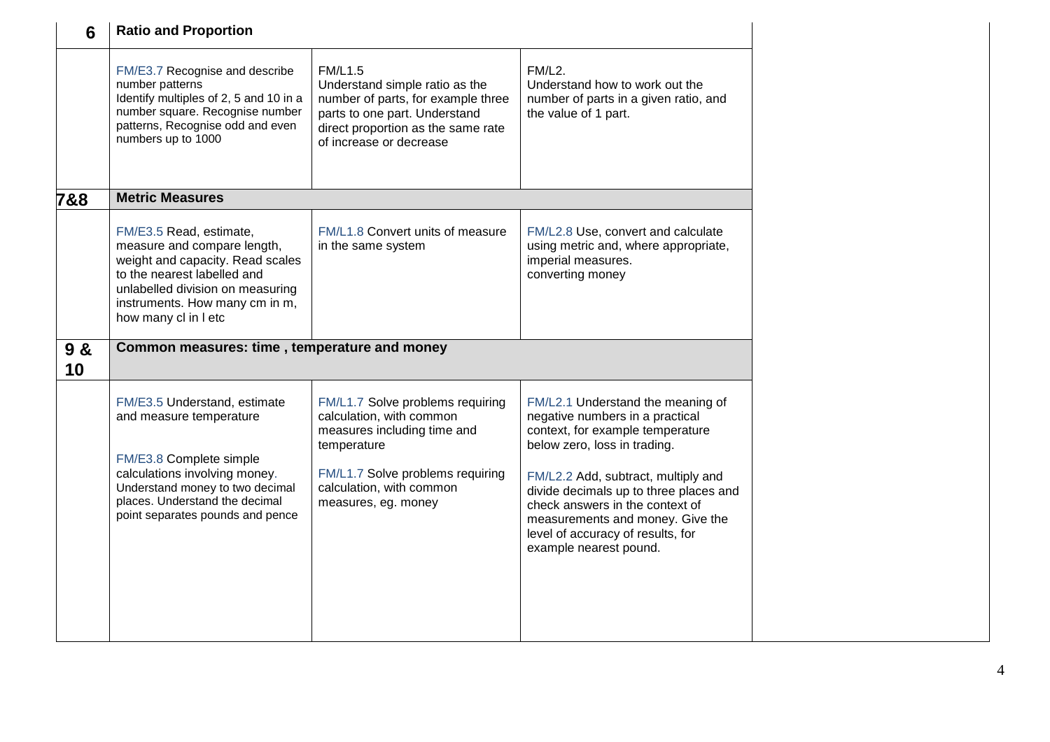| | | | | |
|---|---|---|---|---|
| **6** | **Ratio and Proportion** | | | |
| | FM/E3.7 Recognise and describe number patterns<br>Identify multiples of 2, 5 and 10 in a number square. Recognise number patterns, Recognise odd and even numbers up to 1000 | FM/L1.5<br>Understand simple ratio as the number of parts, for example three parts to one part. Understand direct proportion as the same rate of increase or decrease | FM/L2.<br>Understand how to work out the number of parts in a given ratio, and the value of 1 part. | |
| **7&8** | **Metric Measures** | | | |
| | FM/E3.5 Read, estimate, measure and compare length, weight and capacity. Read scales to the nearest labelled and unlabelled division on measuring instruments. How many cm in m, how many cl in l etc | FM/L1.8 Convert units of measure in the same system | FM/L2.8 Use, convert and calculate using metric and, where appropriate, imperial measures.<br>converting money | |
| **9 & 10** | **Common measures: time , temperature and money** | | | |
| | FM/E3.5 Understand, estimate and measure temperature<br><br>FM/E3.8 Complete simple calculations involving money.<br>Understand money to two decimal places. Understand the decimal point separates pounds and pence | FM/L1.7 Solve problems requiring calculation, with common measures including time and temperature<br><br>FM/L1.7 Solve problems requiring calculation, with common measures, eg. money | FM/L2.1 Understand the meaning of negative numbers in a practical context, for example temperature below zero, loss in trading.<br><br>FM/L2.2 Add, subtract, multiply and divide decimals up to three places and check answers in the context of measurements and money. Give the level of accuracy of results, for example nearest pound. | |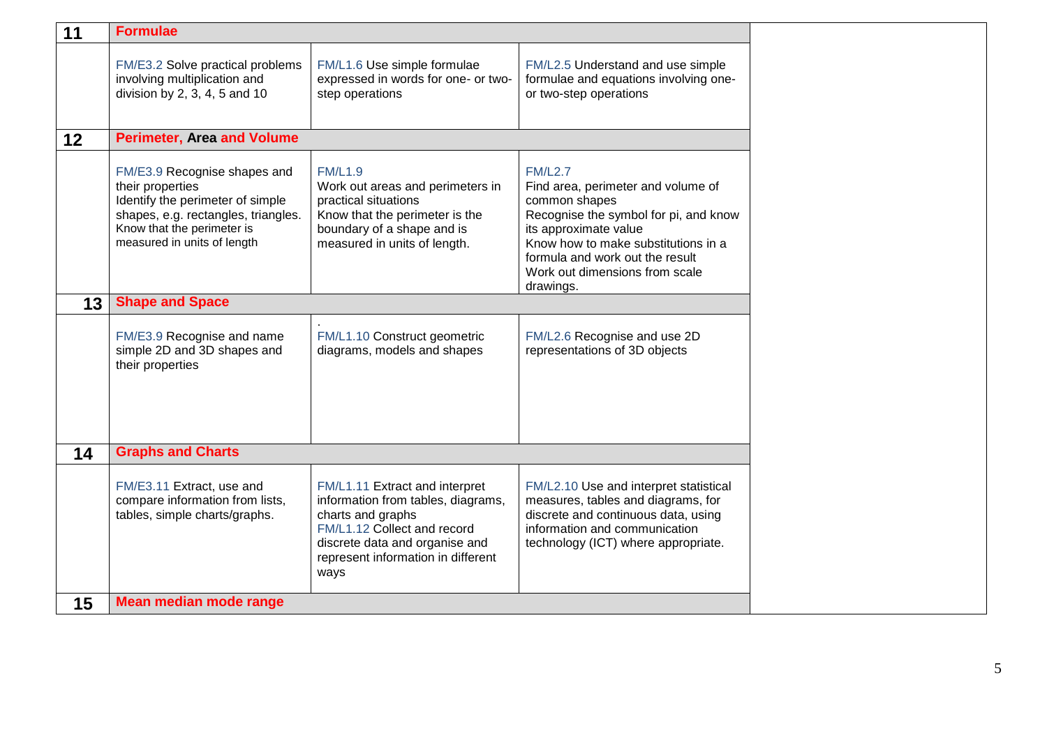| | | | | |
|---|---|---|---|---|
| **11** | **Formulae** | | | |
| | FM/E3.2 Solve practical problems involving multiplication and division by 2, 3, 4, 5 and 10 | FM/L1.6 Use simple formulae expressed in words for one- or two-step operations | FM/L2.5 Understand and use simple formulae and equations involving one- or two-step operations | |
| **12** | **Perimeter, Area and Volume** | | | |
| | FM/E3.9 Recognise shapes and their properties<br>Identify the perimeter of simple shapes, e.g. rectangles, triangles.<br>Know that the perimeter is measured in units of length | FM/L1.9<br>Work out areas and perimeters in practical situations<br>Know that the perimeter is the boundary of a shape and is measured in units of length. | FM/L2.7<br>Find area, perimeter and volume of common shapes<br>Recognise the symbol for pi, and know its approximate value<br>Know how to make substitutions in a formula and work out the result<br>Work out dimensions from scale drawings. | |
| **13** | **Shape and Space** | | | |
| | FM/E3.9 Recognise and name simple 2D and 3D shapes and their properties | .<br>FM/L1.10 Construct geometric diagrams, models and shapes | FM/L2.6 Recognise and use 2D representations of 3D objects | |
| **14** | **Graphs and Charts** | | | |
| | FM/E3.11 Extract, use and compare information from lists, tables, simple charts/graphs. | FM/L1.11 Extract and interpret information from tables, diagrams, charts and graphs<br>FM/L1.12 Collect and record discrete data and organise and represent information in different ways | FM/L2.10 Use and interpret statistical measures, tables and diagrams, for discrete and continuous data, using information and communication technology (ICT) where appropriate. | |
| **15** | **Mean median mode range** | | | |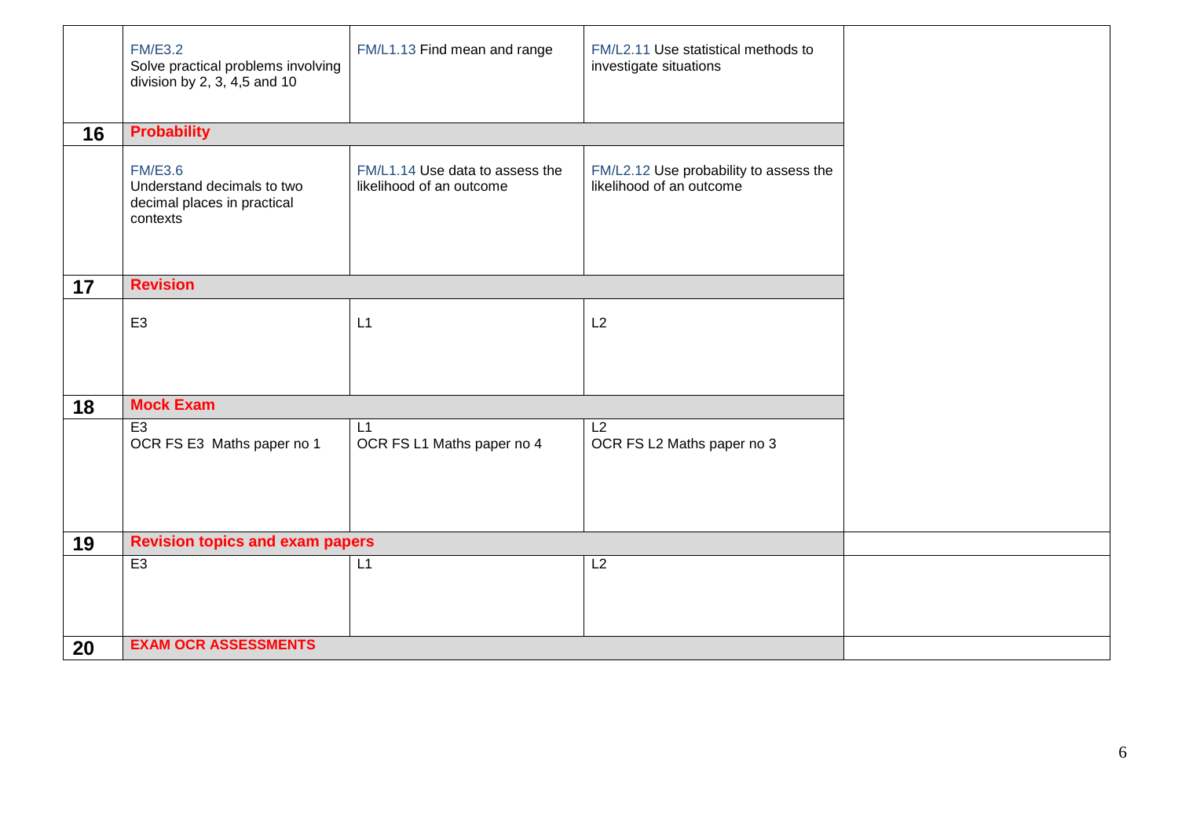| | | | | |
|---|---|---|---|---|
| | FM/E3.2<br>Solve practical problems involving division by 2, 3, 4,5 and 10 | FM/L1.13 Find mean and range | FM/L2.11 Use statistical methods to investigate situations | |
| **16** | **Probability** | | | |
| | FM/E3.6<br>Understand decimals to two decimal places in practical contexts | FM/L1.14 Use data to assess the likelihood of an outcome | FM/L2.12 Use probability to assess the likelihood of an outcome | |
| **17** | **Revision** | | | |
| | E3 | L1 | L2 | |
| **18** | **Mock Exam** | | | |
| | E3<br>OCR FS E3 Maths paper no 1 | L1<br>OCR FS L1 Maths paper no 4 | L2<br>OCR FS L2 Maths paper no 3 | |
| **19** | **Revision topics and exam papers** | | | |
| | E3 | L1 | L2 | |
| **20** | **EXAM OCR ASSESSMENTS** | | | |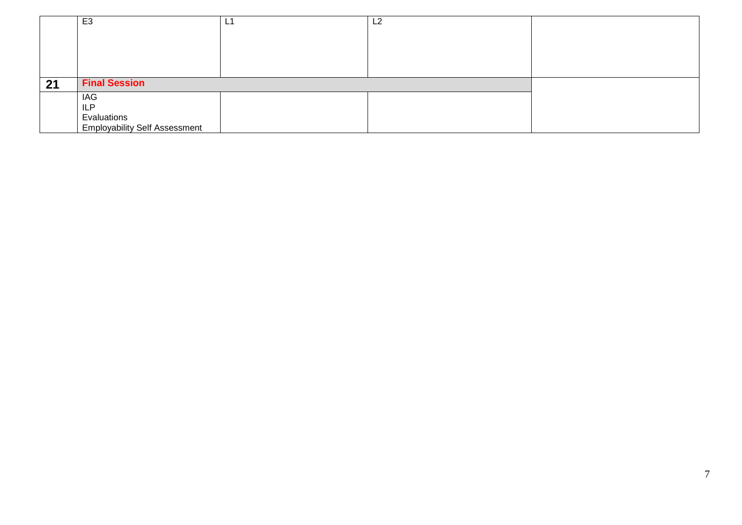| | E3 | L1 | L2 | |
|---|---|---|---|---|
| **21** | **Final Session** | | | |
| | IAG<br>ILP<br>Evaluations<br>Employability Self Assessment | | | |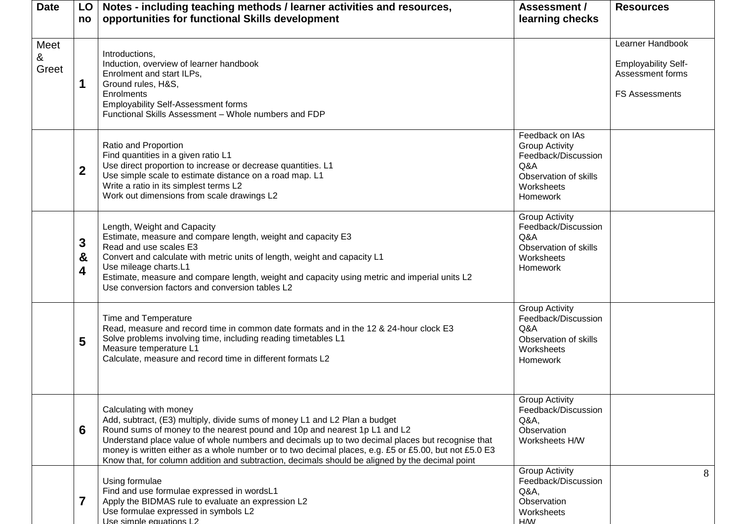| Date | LO no | Notes - including teaching methods / learner activities and resources, opportunities for functional Skills development | Assessment / learning checks | Resources |
|---|---|---|---|---|
| Meet & Greet | 1 | Introductions,<br>Induction, overview of learner handbook<br>Enrolment and start ILPs,<br>Ground rules, H&S,<br>Enrolments<br>Employability Self-Assessment forms<br>Functional Skills Assessment – Whole numbers and FDP | | Learner Handbook<br><br>Employability Self-Assessment forms<br><br>FS Assessments |
| | 2 | Ratio and Proportion<br>Find quantities in a given ratio L1<br>Use direct proportion to increase or decrease quantities. L1<br>Use simple scale to estimate distance on a road map. L1<br>Write a ratio in its simplest terms L2<br>Work out dimensions from scale drawings L2 | Feedback on IAs<br>Group Activity<br>Feedback/Discussion<br>Q&A<br>Observation of skills<br>Worksheets<br>Homework | |
| | 3 & 4 | Length, Weight and Capacity<br>Estimate, measure and compare length, weight and capacity E3<br>Read and use scales E3<br>Convert and calculate with metric units of length, weight and capacity L1<br>Use mileage charts.L1<br>Estimate, measure and compare length, weight and capacity using metric and imperial units L2<br>Use conversion factors and conversion tables L2 | Group Activity<br>Feedback/Discussion<br>Q&A<br>Observation of skills<br>Worksheets<br>Homework | |
| | 5 | Time and Temperature<br>Read, measure and record time in common date formats and in the 12 & 24-hour clock E3<br>Solve problems involving time, including reading timetables L1<br>Measure temperature L1<br>Calculate, measure and record time in different formats L2 | Group Activity<br>Feedback/Discussion<br>Q&A<br>Observation of skills<br>Worksheets<br>Homework | |
| | 6 | Calculating with money<br>Add, subtract, (E3) multiply, divide sums of money L1 and L2 Plan a budget<br>Round sums of money to the nearest pound and 10p and nearest 1p L1 and L2<br>Understand place value of whole numbers and decimals up to two decimal places but recognise that money is written either as a whole number or to two decimal places, e.g. £5 or £5.00, but not £5.0 E3<br>Know that, for column addition and subtraction, decimals should be aligned by the decimal point | Group Activity<br>Feedback/Discussion<br>Q&A,<br>Observation<br>Worksheets H/W | |
| | 7 | Using formulae<br>Find and use formulae expressed in wordsL1<br>Apply the BIDMAS rule to evaluate an expression L2<br>Use formulae expressed in symbols L2<br>Use simple equations L2 | Group Activity<br>Feedback/Discussion<br>Q&A,<br>Observation<br>Worksheets<br>H/W | |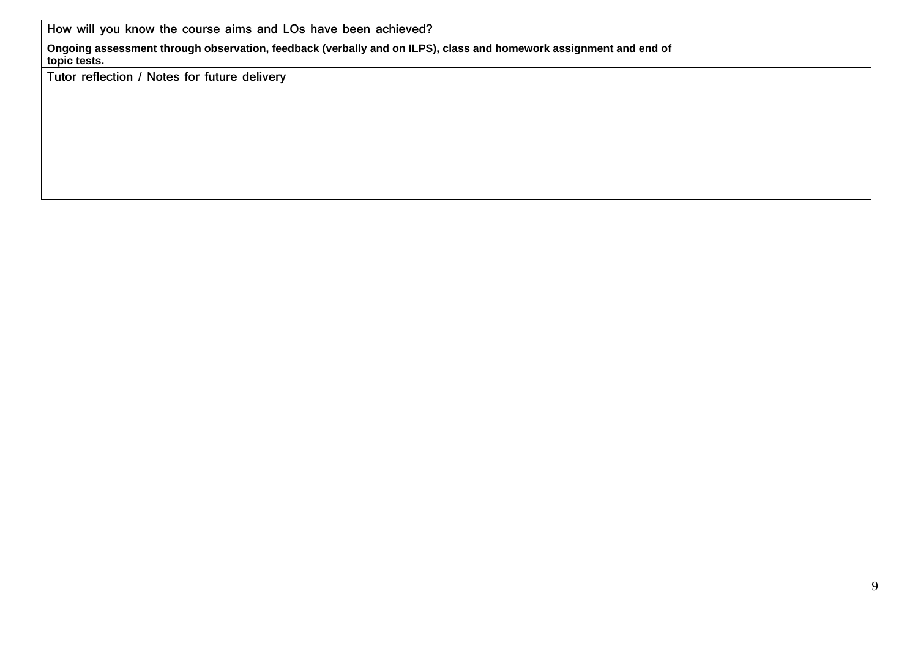| How will you know the course aims and LOs have been achieved? |
| --- |
| **Ongoing assessment through observation, feedback (verbally and on ILPS), class and homework assignment and end of topic tests.** |
| Tutor reflection / Notes for future delivery |
| |